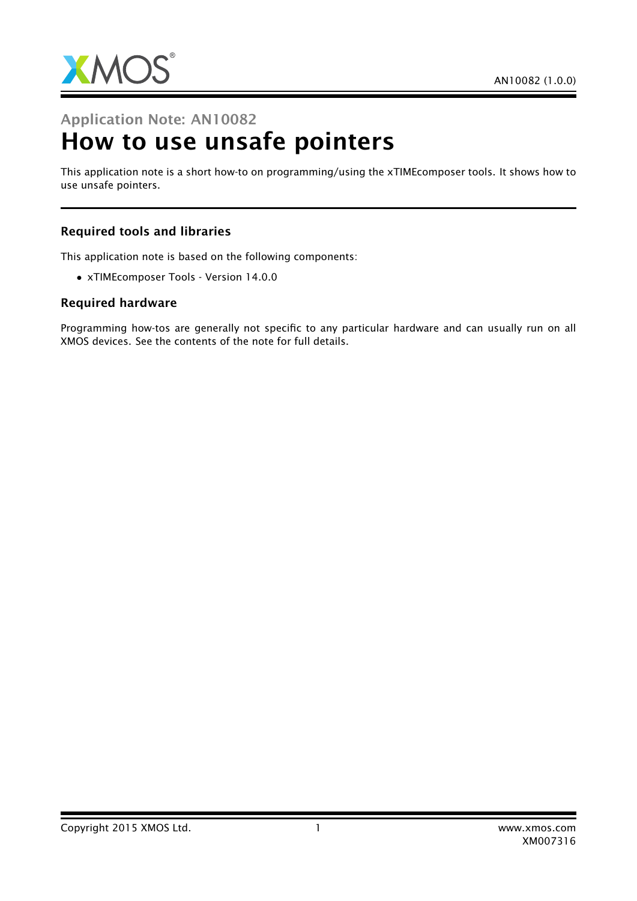Application Note: AN10082

# How to use unsafe pointers

This application note is a short how-to on programming/using the xTIMEcomposer tools. It shows how to use unsafe pointers.

### Required tools and libraries

This application note is based on the following components:

- xTIMEcomposer Tools - Version 14.0.0

### Required hardware

Programming how-tos are generally not specific to any particular hardware and can usually run on all XMOS devices. See the contents of the note for full details.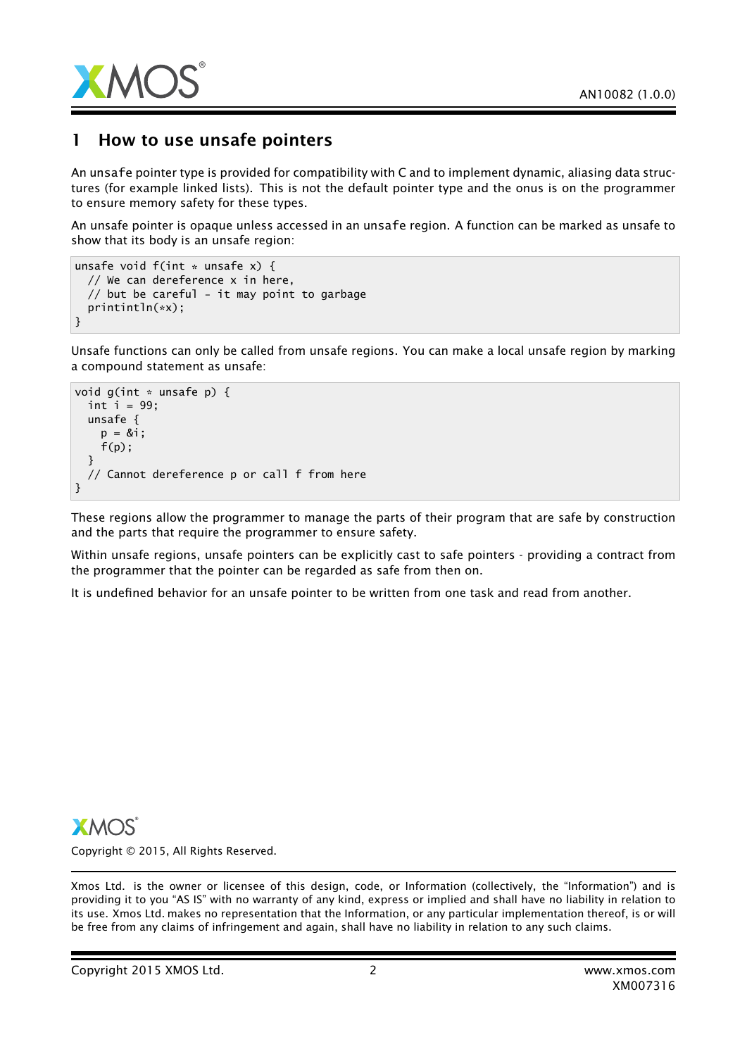# 1 How to use unsafe pointers

An `unsafe` pointer type is provided for compatibility with C and to implement dynamic, aliasing data structures (for example linked lists). This is not the default pointer type and the onus is on the programmer to ensure memory safety for these types.

An unsafe pointer is opaque unless accessed in an `unsafe` region. A function can be marked as unsafe to show that its body is an unsafe region:

```
unsafe void f(int * unsafe x) {
  // We can dereference x in here,
  // but be careful - it may point to garbage
  printintln(*x);
}
```

Unsafe functions can only be called from unsafe regions. You can make a local unsafe region by marking a compound statement as unsafe:

```
void g(int * unsafe p) {
  int i = 99;
  unsafe {
    p = &i;
    f(p);
  }
  // Cannot dereference p or call f from here
}
```

These regions allow the programmer to manage the parts of their program that are safe by construction and the parts that require the programmer to ensure safety.

Within unsafe regions, unsafe pointers can be explicitly cast to safe pointers - providing a contract from the programmer that the pointer can be regarded as safe from then on.

It is undefined behavior for an unsafe pointer to be written from one task and read from another.

Copyright © 2015, All Rights Reserved.

Xmos Ltd. is the owner or licensee of this design, code, or Information (collectively, the "Information") and is providing it to you "AS IS" with no warranty of any kind, express or implied and shall have no liability in relation to its use. Xmos Ltd. makes no representation that the Information, or any particular implementation thereof, is or will be free from any claims of infringement and again, shall have no liability in relation to any such claims.